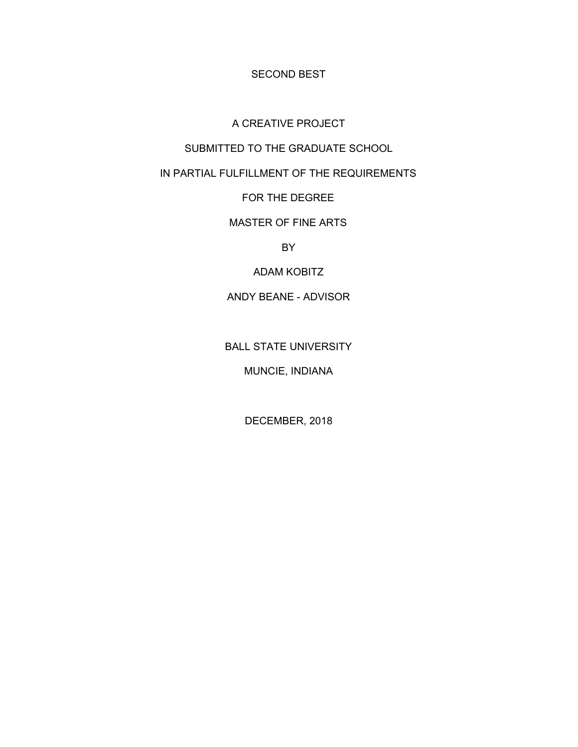# SECOND BEST

A CREATIVE PROJECT

SUBMITTED TO THE GRADUATE SCHOOL

IN PARTIAL FULFILLMENT OF THE REQUIREMENTS

FOR THE DEGREE

MASTER OF FINE ARTS

BY

ADAM KOBITZ

ANDY BEANE - ADVISOR

BALL STATE UNIVERSITY

MUNCIE, INDIANA

DECEMBER, 2018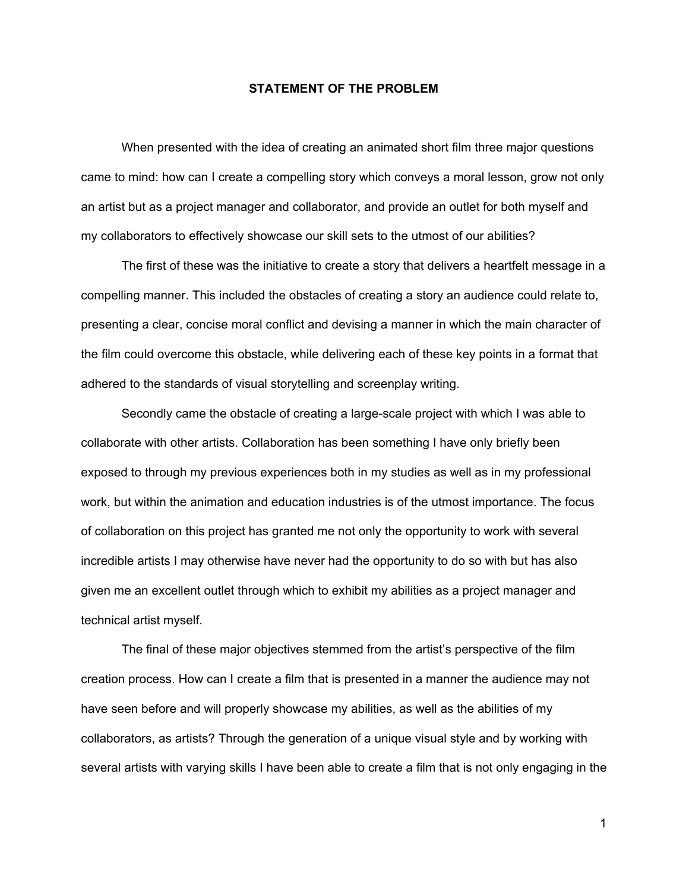# STATEMENT OF THE PROBLEM

When presented with the idea of creating an animated short film three major questions came to mind: how can I create a compelling story which conveys a moral lesson, grow not only an artist but as a project manager and collaborator, and provide an outlet for both myself and my collaborators to effectively showcase our skill sets to the utmost of our abilities?

The first of these was the initiative to create a story that delivers a heartfelt message in a compelling manner. This included the obstacles of creating a story an audience could relate to, presenting a clear, concise moral conflict and devising a manner in which the main character of the film could overcome this obstacle, while delivering each of these key points in a format that adhered to the standards of visual storytelling and screenplay writing.

Secondly came the obstacle of creating a large-scale project with which I was able to collaborate with other artists. Collaboration has been something I have only briefly been exposed to through my previous experiences both in my studies as well as in my professional work, but within the animation and education industries is of the utmost importance. The focus of collaboration on this project has granted me not only the opportunity to work with several incredible artists I may otherwise have never had the opportunity to do so with but has also given me an excellent outlet through which to exhibit my abilities as a project manager and technical artist myself.

The final of these major objectives stemmed from the artist's perspective of the film creation process. How can I create a film that is presented in a manner the audience may not have seen before and will properly showcase my abilities, as well as the abilities of my collaborators, as artists? Through the generation of a unique visual style and by working with several artists with varying skills I have been able to create a film that is not only engaging in the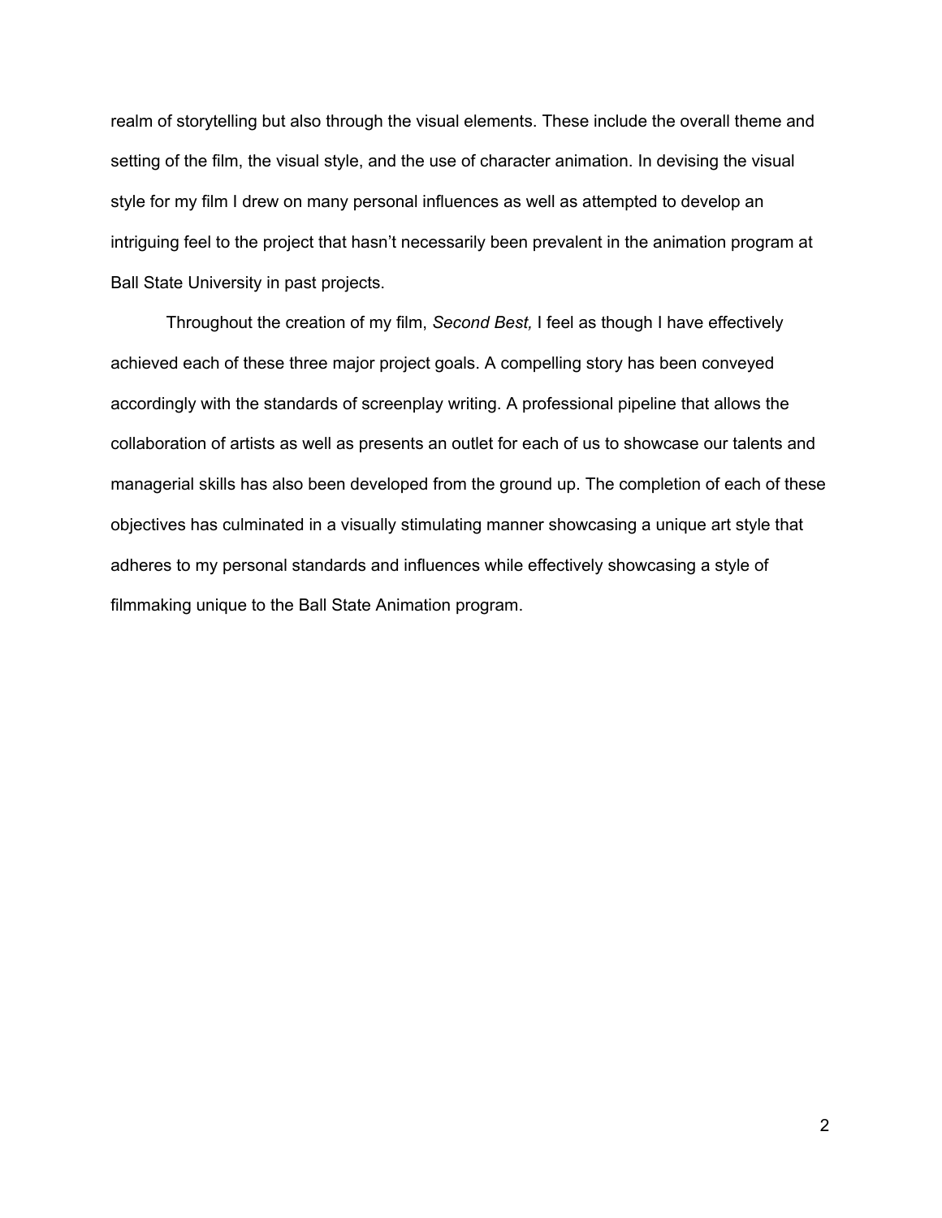realm of storytelling but also through the visual elements. These include the overall theme and setting of the film, the visual style, and the use of character animation. In devising the visual style for my film I drew on many personal influences as well as attempted to develop an intriguing feel to the project that hasn't necessarily been prevalent in the animation program at Ball State University in past projects.

Throughout the creation of my film, *Second Best,* I feel as though I have effectively achieved each of these three major project goals. A compelling story has been conveyed accordingly with the standards of screenplay writing. A professional pipeline that allows the collaboration of artists as well as presents an outlet for each of us to showcase our talents and managerial skills has also been developed from the ground up. The completion of each of these objectives has culminated in a visually stimulating manner showcasing a unique art style that adheres to my personal standards and influences while effectively showcasing a style of filmmaking unique to the Ball State Animation program.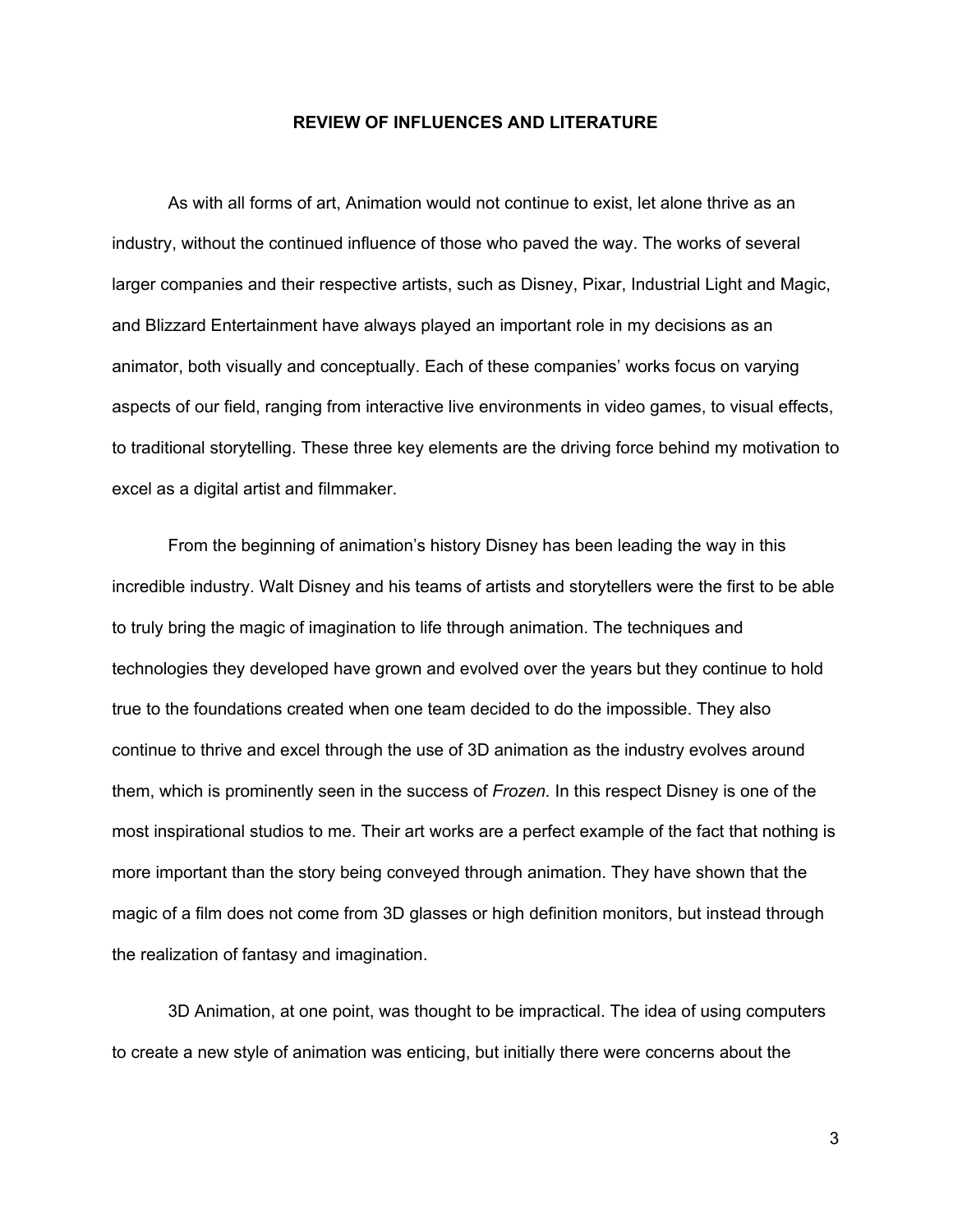## REVIEW OF INFLUENCES AND LITERATURE

As with all forms of art, Animation would not continue to exist, let alone thrive as an industry, without the continued influence of those who paved the way. The works of several larger companies and their respective artists, such as Disney, Pixar, Industrial Light and Magic, and Blizzard Entertainment have always played an important role in my decisions as an animator, both visually and conceptually. Each of these companies' works focus on varying aspects of our field, ranging from interactive live environments in video games, to visual effects, to traditional storytelling. These three key elements are the driving force behind my motivation to excel as a digital artist and filmmaker.

From the beginning of animation's history Disney has been leading the way in this incredible industry. Walt Disney and his teams of artists and storytellers were the first to be able to truly bring the magic of imagination to life through animation. The techniques and technologies they developed have grown and evolved over the years but they continue to hold true to the foundations created when one team decided to do the impossible. They also continue to thrive and excel through the use of 3D animation as the industry evolves around them, which is prominently seen in the success of *Frozen.* In this respect Disney is one of the most inspirational studios to me. Their art works are a perfect example of the fact that nothing is more important than the story being conveyed through animation. They have shown that the magic of a film does not come from 3D glasses or high definition monitors, but instead through the realization of fantasy and imagination.

3D Animation, at one point, was thought to be impractical. The idea of using computers to create a new style of animation was enticing, but initially there were concerns about the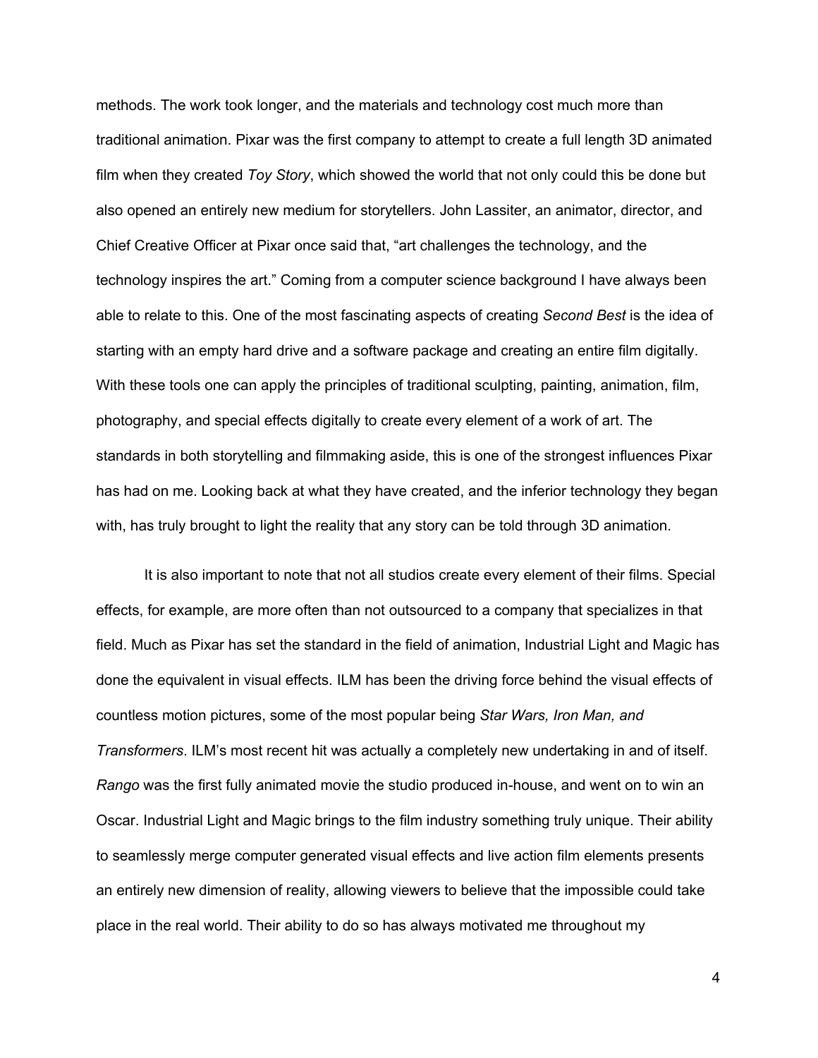methods. The work took longer, and the materials and technology cost much more than traditional animation. Pixar was the first company to attempt to create a full length 3D animated film when they created *Toy Story*, which showed the world that not only could this be done but also opened an entirely new medium for storytellers. John Lassiter, an animator, director, and Chief Creative Officer at Pixar once said that, "art challenges the technology, and the technology inspires the art." Coming from a computer science background I have always been able to relate to this. One of the most fascinating aspects of creating *Second Best* is the idea of starting with an empty hard drive and a software package and creating an entire film digitally. With these tools one can apply the principles of traditional sculpting, painting, animation, film, photography, and special effects digitally to create every element of a work of art. The standards in both storytelling and filmmaking aside, this is one of the strongest influences Pixar has had on me. Looking back at what they have created, and the inferior technology they began with, has truly brought to light the reality that any story can be told through 3D animation.

It is also important to note that not all studios create every element of their films. Special effects, for example, are more often than not outsourced to a company that specializes in that field. Much as Pixar has set the standard in the field of animation, Industrial Light and Magic has done the equivalent in visual effects. ILM has been the driving force behind the visual effects of countless motion pictures, some of the most popular being *Star Wars, Iron Man, and Transformers*. ILM's most recent hit was actually a completely new undertaking in and of itself. *Rango* was the first fully animated movie the studio produced in-house, and went on to win an Oscar. Industrial Light and Magic brings to the film industry something truly unique. Their ability to seamlessly merge computer generated visual effects and live action film elements presents an entirely new dimension of reality, allowing viewers to believe that the impossible could take place in the real world. Their ability to do so has always motivated me throughout my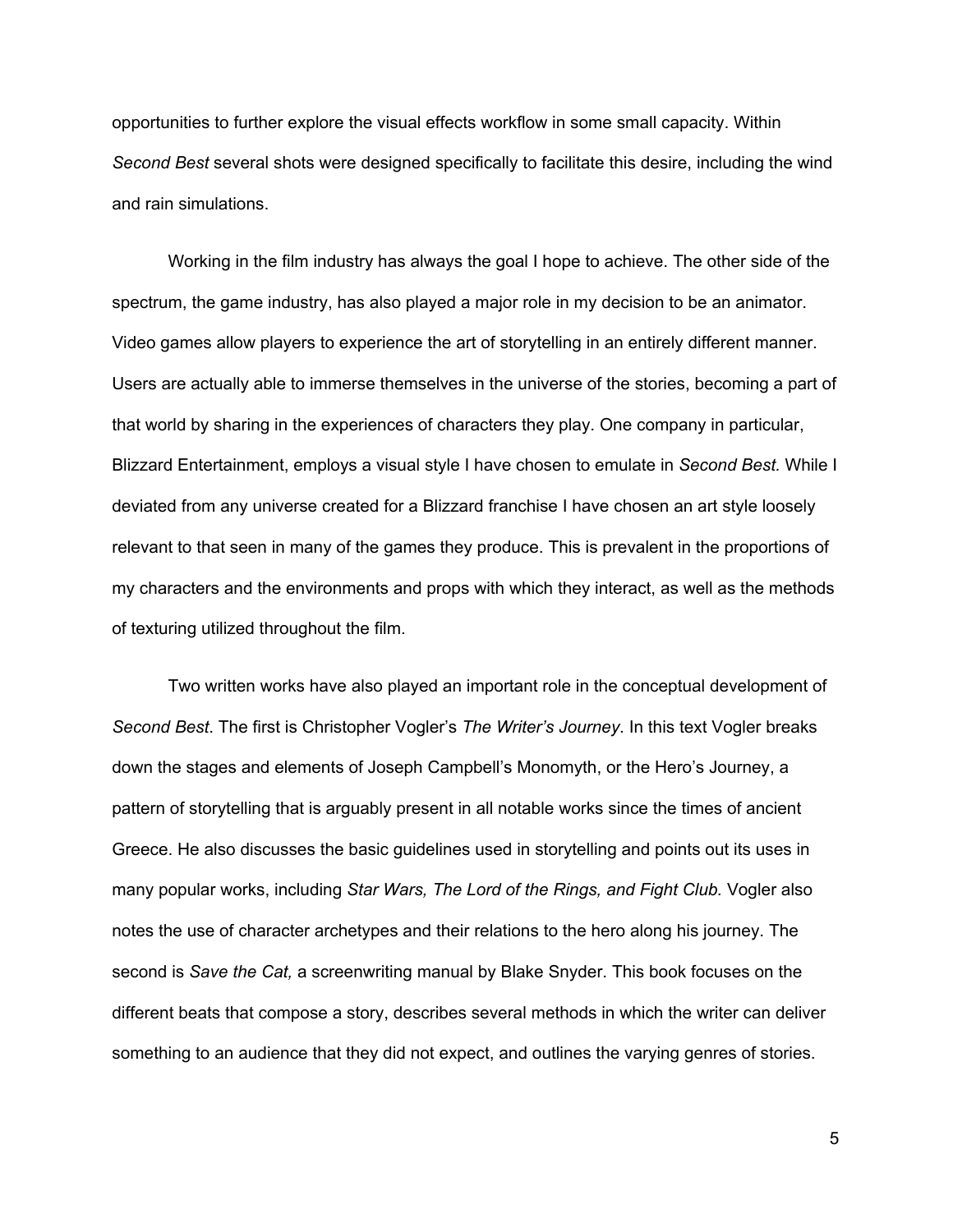opportunities to further explore the visual effects workflow in some small capacity. Within *Second Best* several shots were designed specifically to facilitate this desire, including the wind and rain simulations.

Working in the film industry has always the goal I hope to achieve. The other side of the spectrum, the game industry, has also played a major role in my decision to be an animator. Video games allow players to experience the art of storytelling in an entirely different manner. Users are actually able to immerse themselves in the universe of the stories, becoming a part of that world by sharing in the experiences of characters they play. One company in particular, Blizzard Entertainment, employs a visual style I have chosen to emulate in *Second Best*. While I deviated from any universe created for a Blizzard franchise I have chosen an art style loosely relevant to that seen in many of the games they produce. This is prevalent in the proportions of my characters and the environments and props with which they interact, as well as the methods of texturing utilized throughout the film.

Two written works have also played an important role in the conceptual development of *Second Best*. The first is Christopher Vogler's *The Writer's Journey*. In this text Vogler breaks down the stages and elements of Joseph Campbell's Monomyth, or the Hero's Journey, a pattern of storytelling that is arguably present in all notable works since the times of ancient Greece. He also discusses the basic guidelines used in storytelling and points out its uses in many popular works, including *Star Wars, The Lord of the Rings, and Fight Club.* Vogler also notes the use of character archetypes and their relations to the hero along his journey. The second is *Save the Cat,* a screenwriting manual by Blake Snyder. This book focuses on the different beats that compose a story, describes several methods in which the writer can deliver something to an audience that they did not expect, and outlines the varying genres of stories.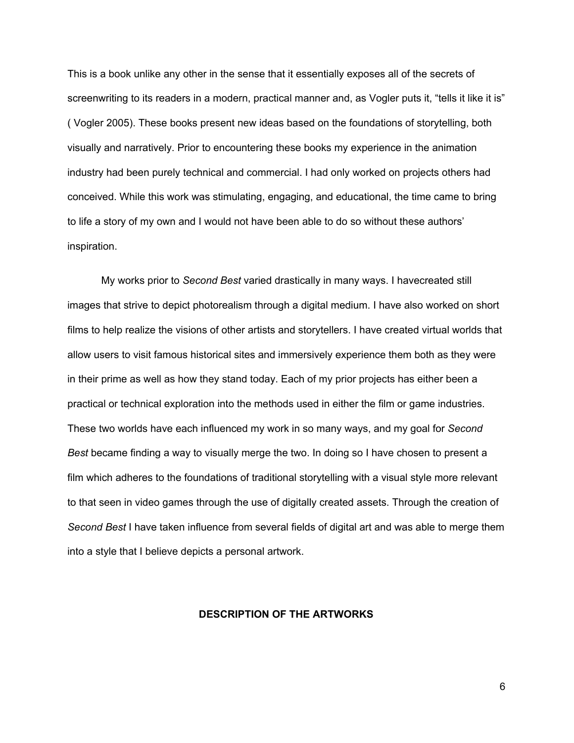This is a book unlike any other in the sense that it essentially exposes all of the secrets of screenwriting to its readers in a modern, practical manner and, as Vogler puts it, "tells it like it is" ( Vogler 2005). These books present new ideas based on the foundations of storytelling, both visually and narratively. Prior to encountering these books my experience in the animation industry had been purely technical and commercial. I had only worked on projects others had conceived. While this work was stimulating, engaging, and educational, the time came to bring to life a story of my own and I would not have been able to do so without these authors' inspiration.

My works prior to *Second Best* varied drastically in many ways. I havecreated still images that strive to depict photorealism through a digital medium. I have also worked on short films to help realize the visions of other artists and storytellers. I have created virtual worlds that allow users to visit famous historical sites and immersively experience them both as they were in their prime as well as how they stand today. Each of my prior projects has either been a practical or technical exploration into the methods used in either the film or game industries. These two worlds have each influenced my work in so many ways, and my goal for *Second Best* became finding a way to visually merge the two. In doing so I have chosen to present a film which adheres to the foundations of traditional storytelling with a visual style more relevant to that seen in video games through the use of digitally created assets. Through the creation of *Second Best* I have taken influence from several fields of digital art and was able to merge them into a style that I believe depicts a personal artwork.

## DESCRIPTION OF THE ARTWORKS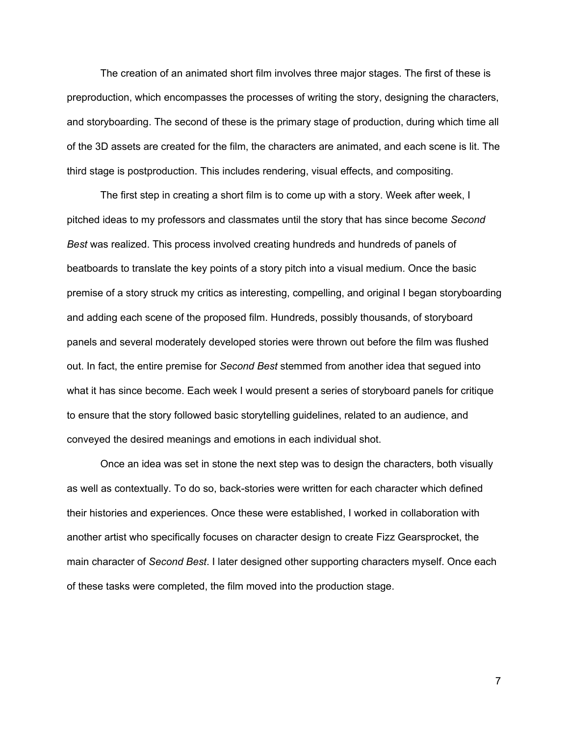The creation of an animated short film involves three major stages. The first of these is preproduction, which encompasses the processes of writing the story, designing the characters, and storyboarding. The second of these is the primary stage of production, during which time all of the 3D assets are created for the film, the characters are animated, and each scene is lit. The third stage is postproduction. This includes rendering, visual effects, and compositing.

The first step in creating a short film is to come up with a story. Week after week, I pitched ideas to my professors and classmates until the story that has since become *Second Best* was realized. This process involved creating hundreds and hundreds of panels of beatboards to translate the key points of a story pitch into a visual medium. Once the basic premise of a story struck my critics as interesting, compelling, and original I began storyboarding and adding each scene of the proposed film. Hundreds, possibly thousands, of storyboard panels and several moderately developed stories were thrown out before the film was flushed out. In fact, the entire premise for *Second Best* stemmed from another idea that segued into what it has since become. Each week I would present a series of storyboard panels for critique to ensure that the story followed basic storytelling guidelines, related to an audience, and conveyed the desired meanings and emotions in each individual shot.

Once an idea was set in stone the next step was to design the characters, both visually as well as contextually. To do so, back-stories were written for each character which defined their histories and experiences. Once these were established, I worked in collaboration with another artist who specifically focuses on character design to create Fizz Gearsprocket, the main character of *Second Best*. I later designed other supporting characters myself. Once each of these tasks were completed, the film moved into the production stage.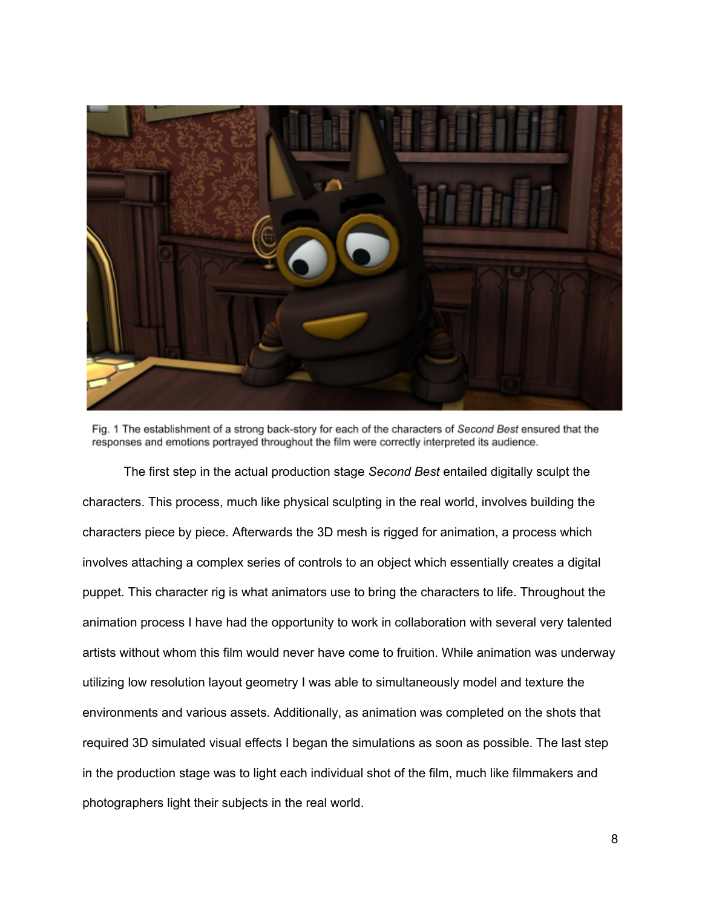Fig. 1 The establishment of a strong back-story for each of the characters of *Second Best* ensured that the responses and emotions portrayed throughout the film were correctly interpreted its audience.

The first step in the actual production stage *Second Best* entailed digitally sculpt the characters. This process, much like physical sculpting in the real world, involves building the characters piece by piece. Afterwards the 3D mesh is rigged for animation, a process which involves attaching a complex series of controls to an object which essentially creates a digital puppet. This character rig is what animators use to bring the characters to life. Throughout the animation process I have had the opportunity to work in collaboration with several very talented artists without whom this film would never have come to fruition. While animation was underway utilizing low resolution layout geometry I was able to simultaneously model and texture the environments and various assets. Additionally, as animation was completed on the shots that required 3D simulated visual effects I began the simulations as soon as possible. The last step in the production stage was to light each individual shot of the film, much like filmmakers and photographers light their subjects in the real world.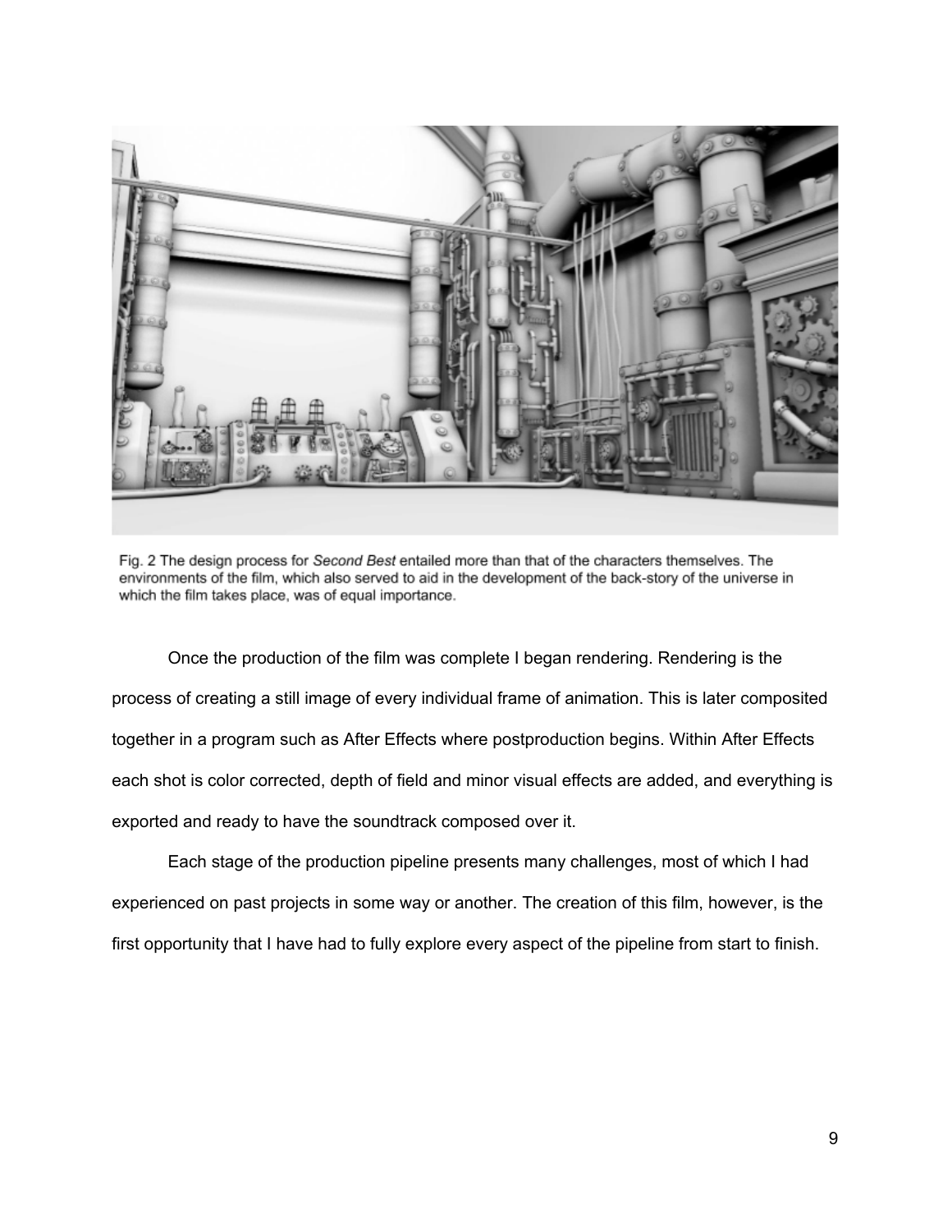Fig. 2 The design process for *Second Best* entailed more than that of the characters themselves. The environments of the film, which also served to aid in the development of the back-story of the universe in which the film takes place, was of equal importance.

Once the production of the film was complete I began rendering. Rendering is the process of creating a still image of every individual frame of animation. This is later composited together in a program such as After Effects where postproduction begins. Within After Effects each shot is color corrected, depth of field and minor visual effects are added, and everything is exported and ready to have the soundtrack composed over it.

Each stage of the production pipeline presents many challenges, most of which I had experienced on past projects in some way or another. The creation of this film, however, is the first opportunity that I have had to fully explore every aspect of the pipeline from start to finish.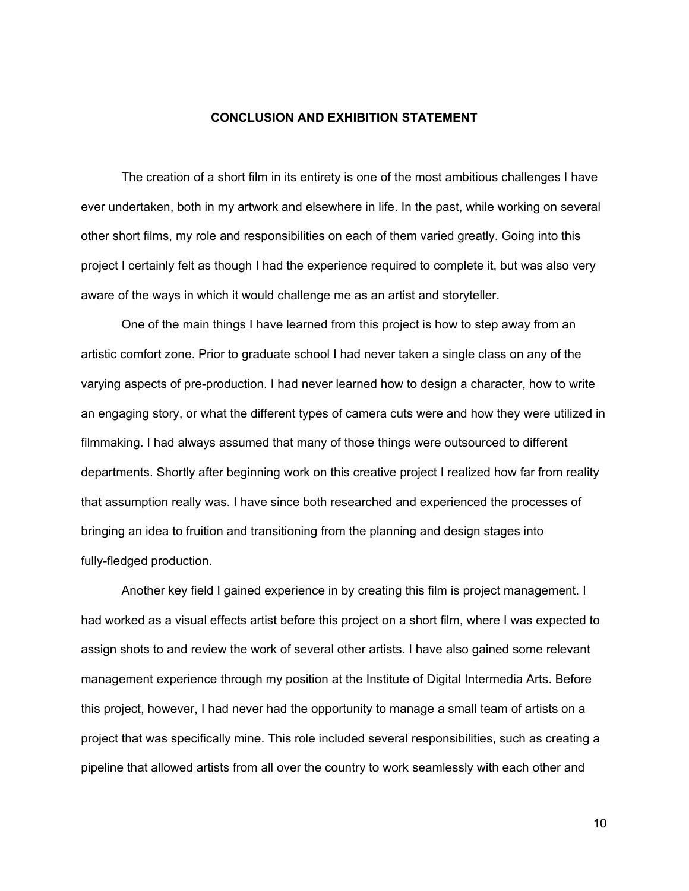# CONCLUSION AND EXHIBITION STATEMENT

The creation of a short film in its entirety is one of the most ambitious challenges I have ever undertaken, both in my artwork and elsewhere in life. In the past, while working on several other short films, my role and responsibilities on each of them varied greatly. Going into this project I certainly felt as though I had the experience required to complete it, but was also very aware of the ways in which it would challenge me as an artist and storyteller.

One of the main things I have learned from this project is how to step away from an artistic comfort zone. Prior to graduate school I had never taken a single class on any of the varying aspects of pre-production. I had never learned how to design a character, how to write an engaging story, or what the different types of camera cuts were and how they were utilized in filmmaking. I had always assumed that many of those things were outsourced to different departments. Shortly after beginning work on this creative project I realized how far from reality that assumption really was. I have since both researched and experienced the processes of bringing an idea to fruition and transitioning from the planning and design stages into fully-fledged production.

Another key field I gained experience in by creating this film is project management. I had worked as a visual effects artist before this project on a short film, where I was expected to assign shots to and review the work of several other artists. I have also gained some relevant management experience through my position at the Institute of Digital Intermedia Arts. Before this project, however, I had never had the opportunity to manage a small team of artists on a project that was specifically mine. This role included several responsibilities, such as creating a pipeline that allowed artists from all over the country to work seamlessly with each other and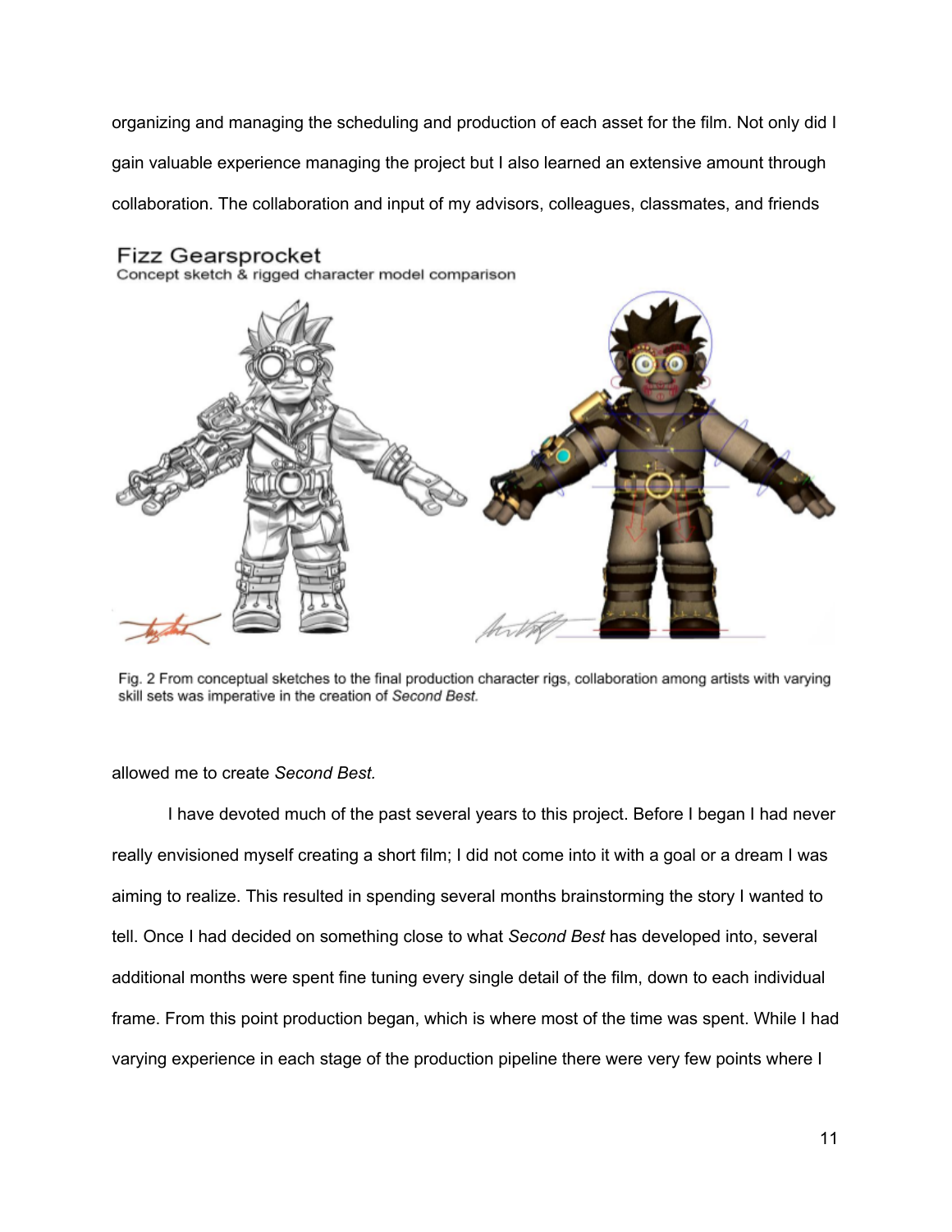organizing and managing the scheduling and production of each asset for the film. Not only did I gain valuable experience managing the project but I also learned an extensive amount through collaboration. The collaboration and input of my advisors, colleagues, classmates, and friends

Fizz Gearsprocket
Concept sketch & rigged character model comparison

Fig. 2 From conceptual sketches to the final production character rigs, collaboration among artists with varying skill sets was imperative in the creation of *Second Best*.

allowed me to create *Second Best.*

I have devoted much of the past several years to this project. Before I began I had never really envisioned myself creating a short film; I did not come into it with a goal or a dream I was aiming to realize. This resulted in spending several months brainstorming the story I wanted to tell. Once I had decided on something close to what *Second Best* has developed into, several additional months were spent fine tuning every single detail of the film, down to each individual frame. From this point production began, which is where most of the time was spent. While I had varying experience in each stage of the production pipeline there were very few points where I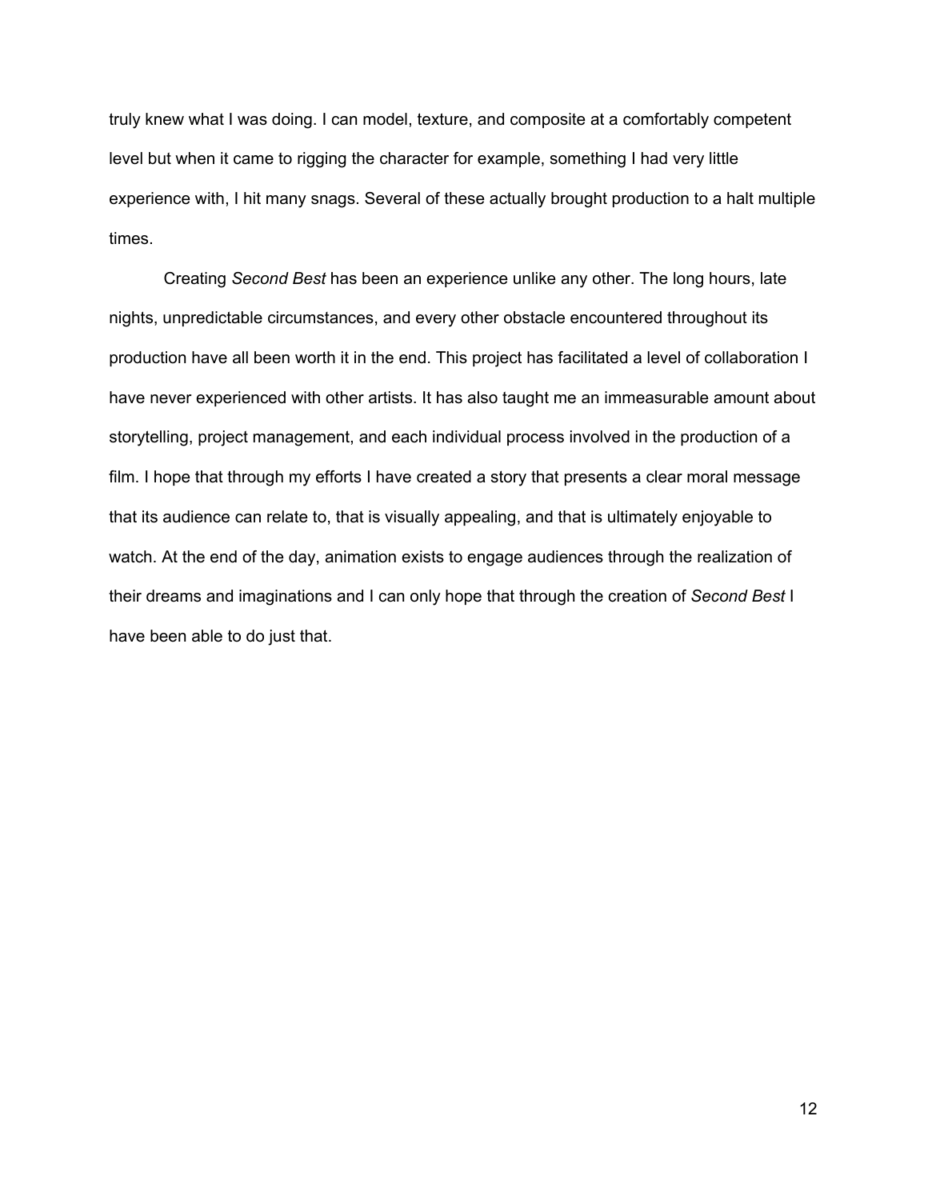truly knew what I was doing. I can model, texture, and composite at a comfortably competent level but when it came to rigging the character for example, something I had very little experience with, I hit many snags. Several of these actually brought production to a halt multiple times.

Creating *Second Best* has been an experience unlike any other. The long hours, late nights, unpredictable circumstances, and every other obstacle encountered throughout its production have all been worth it in the end. This project has facilitated a level of collaboration I have never experienced with other artists. It has also taught me an immeasurable amount about storytelling, project management, and each individual process involved in the production of a film. I hope that through my efforts I have created a story that presents a clear moral message that its audience can relate to, that is visually appealing, and that is ultimately enjoyable to watch. At the end of the day, animation exists to engage audiences through the realization of their dreams and imaginations and I can only hope that through the creation of *Second Best* I have been able to do just that.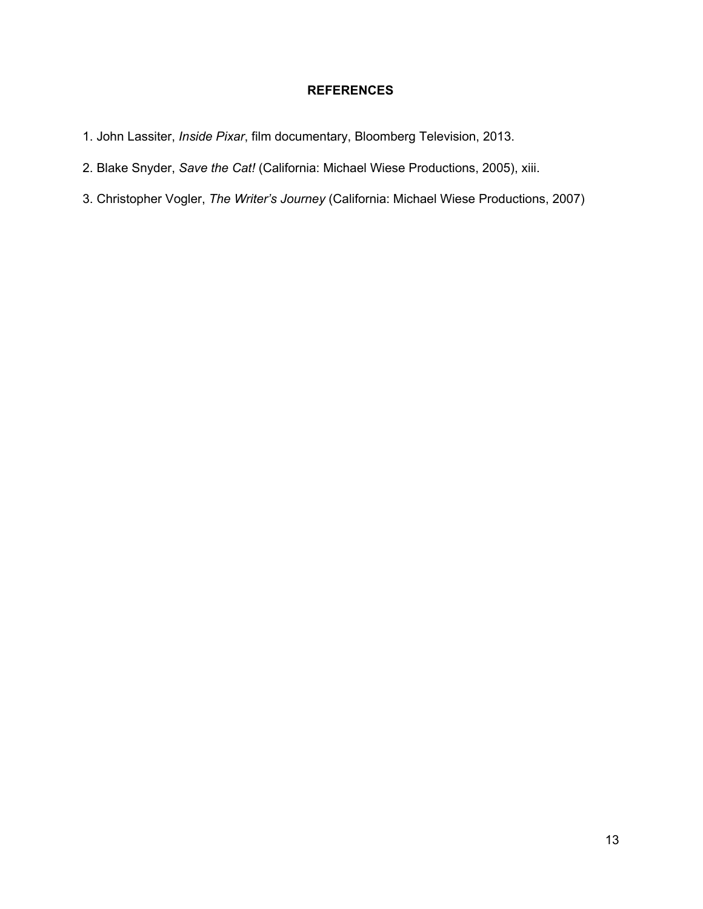## REFERENCES

1. John Lassiter, *Inside Pixar*, film documentary, Bloomberg Television, 2013.
2. Blake Snyder, *Save the Cat!* (California: Michael Wiese Productions, 2005), xiii.
3. Christopher Vogler, *The Writer's Journey* (California: Michael Wiese Productions, 2007)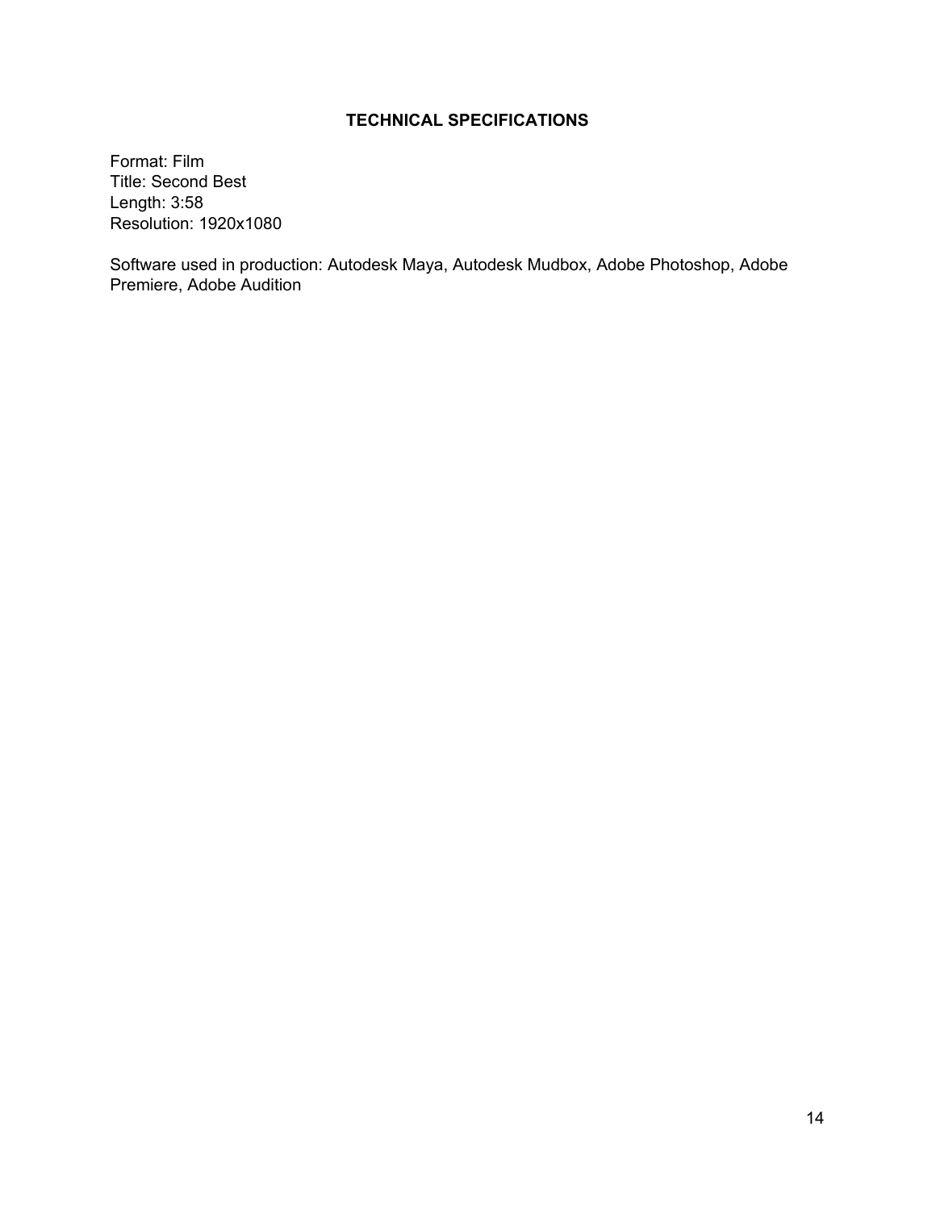# TECHNICAL SPECIFICATIONS

Format: Film
Title: Second Best
Length: 3:58
Resolution: 1920x1080

Software used in production: Autodesk Maya, Autodesk Mudbox, Adobe Photoshop, Adobe Premiere, Adobe Audition